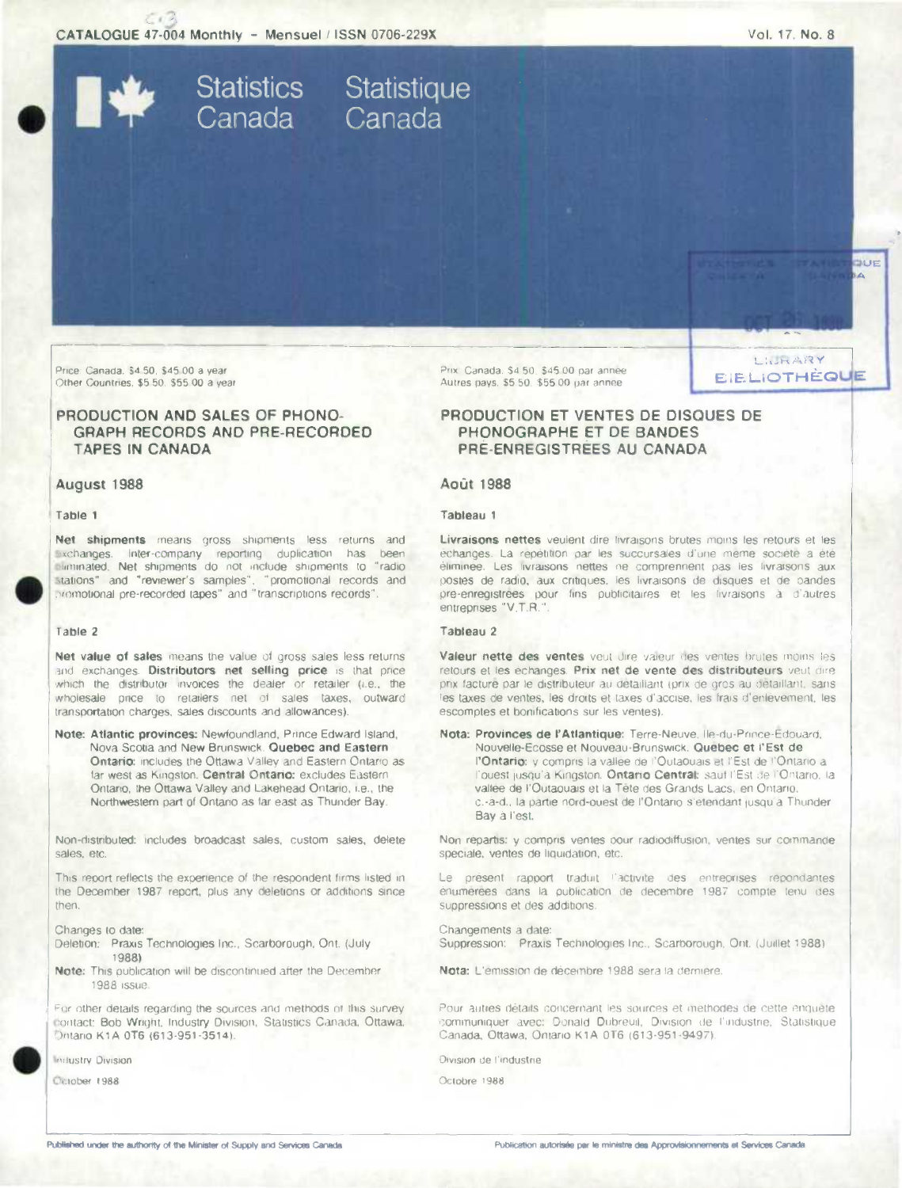CATALOGUE 47-004 Monthly - Mensuel / ISSN 0706-229X

Vol. 17, No. 8

Statistics Canada Statistique Canada

LIBRARY BIBLIOTHÈQUE

Price: Canada, $4.50, $45.00 a year
Other Countries, $5.50, $55.00 a year

# PRODUCTION AND SALES OF PHONOGRAPH RECORDS AND PRE-RECORDED TAPES IN CANADA

## August 1988

### Table 1

**Net shipments** means gross shipments less returns and exchanges. Inter-company reporting duplication has been eliminated. Net shipments do not include shipments to "radio stations" and "reviewer's samples", "promotional records and promotional pre-recorded tapes" and "transcriptions records".

### Table 2

**Net value of sales** means the value of gross sales less returns and exchanges. **Distributors net selling price** is that price which the distributor invoices the dealer or retailer (i.e., the wholesale price to retailers net of sales taxes, outward transportation charges, sales discounts and allowances).

**Note: Atlantic provinces:** Newfoundland, Prince Edward Island, Nova Scotia and New Brunswick. **Quebec and Eastern Ontario:** includes the Ottawa Valley and Eastern Ontario as far west as Kingston. **Central Ontario:** excludes Eastern Ontario, the Ottawa Valley and Lakehead Ontario, i.e., the Northwestern part of Ontario as far east as Thunder Bay.

Non-distributed: includes broadcast sales, custom sales, delete sales, etc.

This report reflects the experience of the respondent firms listed in the December 1987 report, plus any deletions or additions since then.

Changes to date:
Deletion: Praxis Technologies Inc., Scarborough, Ont. (July 1988)

**Note:** This publication will be discontinued after the December 1988 issue.

For other details regarding the sources and methods of this survey contact: Bob Wright, Industry Division, Statistics Canada, Ottawa, Ontario K1A 0T6 (613-951-3514).

Industry Division

October 1988

Prix: Canada, $4.50, $45.00 par année
Autres pays, $5.50, $55.00 par année

# PRODUCTION ET VENTES DE DISQUES DE PHONOGRAPHE ET DE BANDES PRÉ-ENREGISTRÉES AU CANADA

## Août 1988

### Tableau 1

**Livraisons nettes** veulent dire livraisons brutes moins les retours et les échanges. La répétition par les succursales d'une même société a été éliminée. Les livraisons nettes ne comprennent pas les livraisons aux postes de radio, aux critiques, les livraisons de disques et de bandes pré-enregistrées pour fins publicitaires et les livraisons à d'autres entreprises "V.T.R.".

### Tableau 2

**Valeur nette des ventes** veut dire valeur des ventes brutes moins les retours et les échanges. **Prix net de vente des distributeurs** veut dire prix facturé par le distributeur au détaillant (prix de gros au détaillant, sans les taxes de ventes, les droits et taxes d'accise, les frais d'enlèvement, les escomptes et bonifications sur les ventes).

**Nota: Provinces de l'Atlantique:** Terre-Neuve, Île-du-Prince-Édouard, Nouvelle-Écosse et Nouveau-Brunswick. **Québec et l'Est de l'Ontario:** y compris la vallée de l'Outaouais et l'Est de l'Ontario à l'ouest jusqu'à Kingston. **Ontario Central:** sauf l'Est de l'Ontario, la vallée de l'Outaouais et la Tête des Grands Lacs, en Ontario, c.-à-d., la partie nord-ouest de l'Ontario s'étendant jusqu'à Thunder Bay à l'est.

Non répartis: y compris ventes pour radiodiffusion, ventes sur commande spéciale, ventes de liquidation, etc.

Le présent rapport traduit l'activité des entreprises répondantes énumérées dans la publication de décembre 1987 compte tenu des suppressions et des additions.

Changements à date:
Suppression: Praxis Technologies Inc., Scarborough, Ont. (Juillet 1988)

**Nota:** L'émission de décembre 1988 sera la dernière.

Pour autres détails concernant les sources et méthodes de cette enquête communiquer avec: Donald Dubreuil, Division de l'industrie, Statistique Canada, Ottawa, Ontario K1A 0T6 (613-951-9497).

Division de l'industrie

Octobre 1988

Published under the authority of the Minister of Supply and Services Canada

Publication autorisée par le ministre des Approvisionnements et Services Canada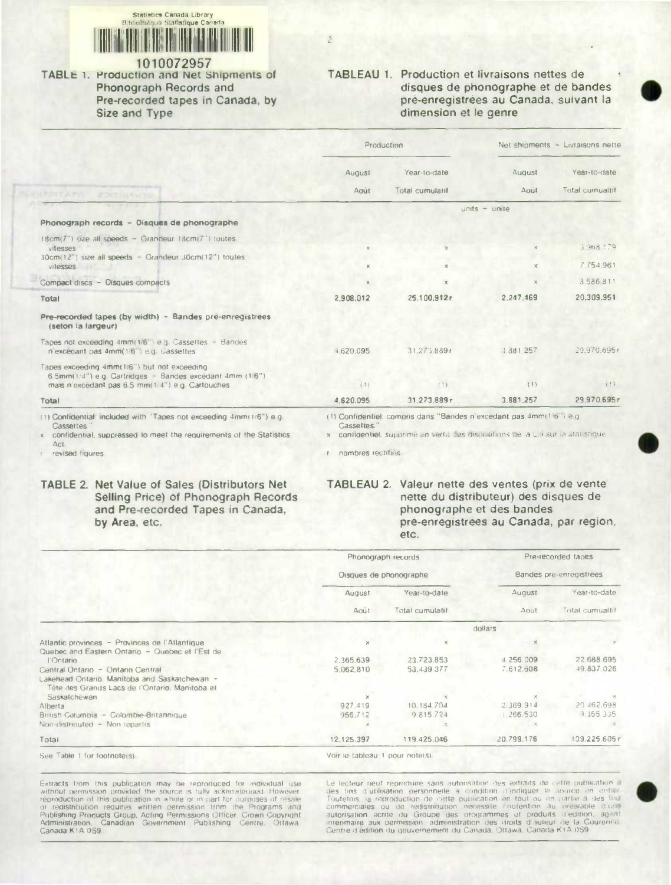## TABLE 1. Production and Net Shipments of Phonograph Records and Pre-recorded tapes in Canada, by Size and Type

## TABLEAU 1. Production et livraisons nettes de disques de phonographe et de bandes pré-enregistrées au Canada, suivant la dimension et le genre

| | Production | | Net shipments - Livraisons nette | |
|---|---|---|---|---|
| | August / Août | Year-to-date / Total cumulatif | August / Août | Year-to-date / Total cumualtif |
| | units - unité | | | |
| **Phonograph records - Disques de phonographe** | | | | |
| 18cm(7") size all speeds - Grandeur 18cm(7") toutes vitesses | x | x | x | 3,968,179 |
| 30cm(12") size all speeds - Grandeur 30cm(12") toutes vitesses | x | x | x | 7,754,961 |
| Compact discs - Disques compacts | x | x | x | 3,586,811 |
| **Total** | **2,908,012** | **25,100,912r** | **2,247,469** | **20,309,951** |
| **Pre-recorded tapes (by width) - Bandes pré-enregistrees (selon la largeur)** | | | | |
| Tapes not exceeding 4mm(1/6") e.g. Cassettes - Bandes n'excedant pas 4mm(1/6") e.g. Cassettes | 4,620,095 | 31,273,889r | 3,881,257 | 29,970,695r |
| Tapes exceeding 4mm(1/6") but not exceeding 6.5mm(1/4") e.g. Cartridges - Bandes excedant 4mm (1/6") mais n'excedant pas 6.5 mm(1/4") e.g. Cartouches | (1) | (1) | (1) | (1) |
| **Total** | **4,620,095** | **31,273,889r** | **3,881,257** | **29,970,695r** |

(1) Confidential: included with "Tapes not exceeding 4mm(1/6") e.g. Cassettes."

x confidential, suppressed to meet the requirements of the Statistics Act.

r revised figures.

(1) Confidentiel: compris dans "Bandes n'excedant pas 4mm(1/6") e.g. Cassettes."

x confidentiel, supprimé en vertu des dispositions de la Loi sur la statistique.

r nombres rectifiés.

## TABLE 2. Net Value of Sales (Distributors Net Selling Price) of Phonograph Records and Pre-recorded Tapes in Canada, by Area, etc.

## TABLEAU 2. Valeur nette des ventes (prix de vente nette du distributeur) des disques de phonographe et des bandes pré-enregistrées au Canada, par région, etc.

| | Phonograph records - Disques de phonographe | | Pre-recorded tapes - Bandes pre-enregistrées | |
|---|---|---|---|---|
| | August / Août | Year-to-date / Total cumulatif | August / Aout | Year-to-date / Total cumualtif |
| | dollars | | | |
| Atlantic provinces - Provinces de l'Atlantique | x | x | x | x |
| Quebec and Eastern Ontario - Quebec et l'Est de l'Ontario | 2,365,639 | 23,723,853 | 4,256,009 | 22,688,695 |
| Central Ontario - Ontario Central | 5,062,810 | 53,439,377 | 7,612,608 | 49,837,026 |
| Lakehead Ontario, Manitoba and Saskatchewan - Tête des Grands Lacs de l'Ontario, Manitoba et Saskatchewan | x | x | x | x |
| Alberta | 927,419 | 10,184,704 | 2,369,914 | 20,462,698 |
| British Columbia - Colombie-Britannique | 956,712 | 9,815,724 | 1,266,530 | 9,355,335 |
| Non-distributed - Non repartis | x | x | x | x |
| Total | 12,125,397 | 119,425,046 | 20,799,176 | 139,225,605r |

See Table 1 for footnote(s).

Voir le tableau 1 pour note(s).

Extracts from this publication may be reproduced for individual use without permission provided the source is fully acknowledged. However, reproduction of this publication in whole or in part for purposes of resale or redistribution requires written permission from the Programs and Publishing Products Group, Acting Permissions Officer, Crown Copyright Administration, Canadian Government Publishing Centre, Ottawa, Canada K1A 0S9.

Le lecteur peut reproduire sans autorisation des extraits de cette publication à des fins d'utilisation personnelle à condition d'indiquer la source en entier. Toutefois, la reproduction de cette publication en tout ou en partie à des fins commerciales ou de redistribution nécessite l'obtention au préalable d'une autorisation écrite du Groupe des programmes et produits d'édition, agent intérimaire aux permission, administration des droits d'auteur de la Couronne, Centre d'édition du gouvernement du Canada, Ottawa, Canada K1A 0S9.